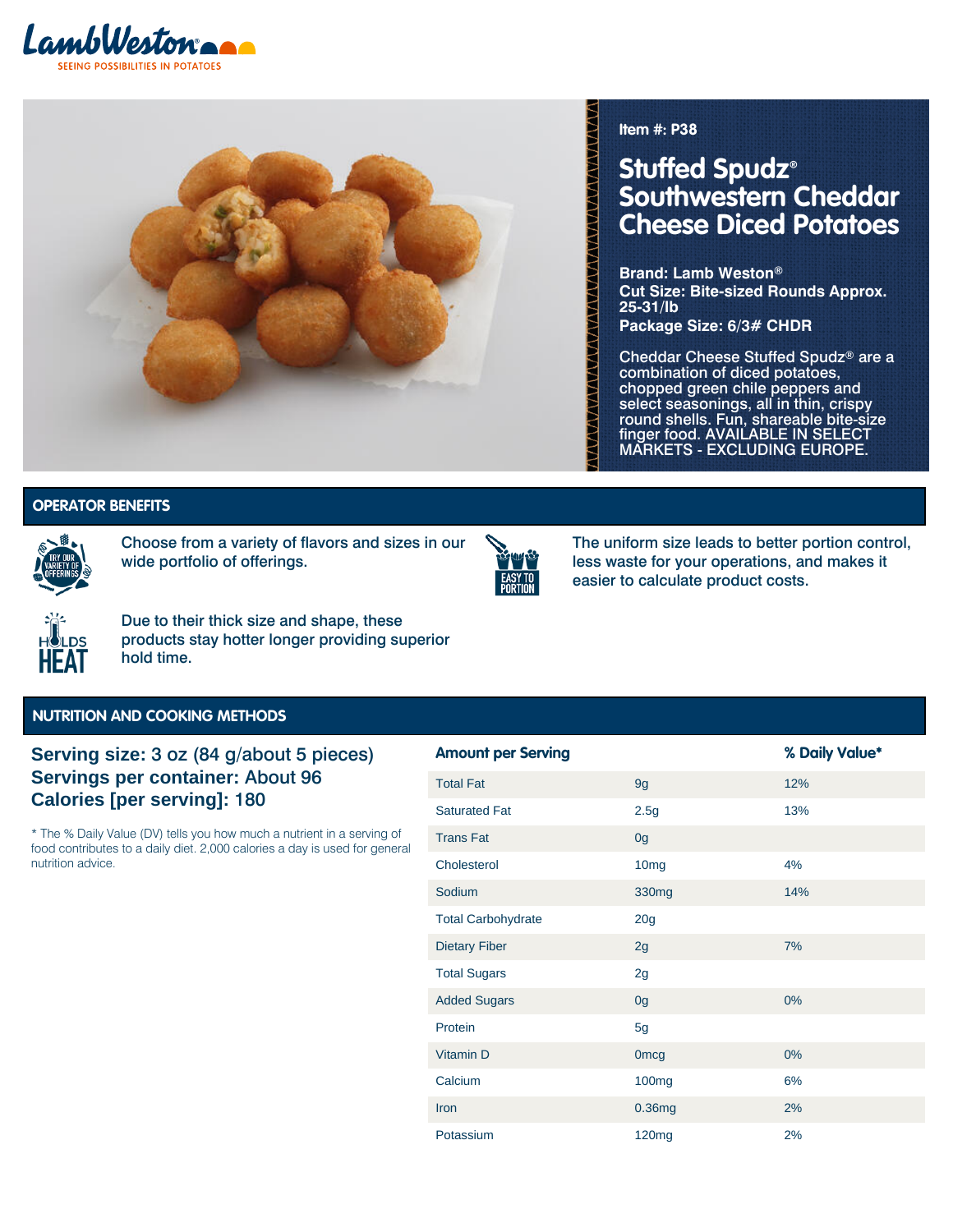LambWeston

SEEING POSSIBILITIES IN POTATOES

**Item #: P38**

# Stuffed Spudz® Southwestern Cheddar Cheese Diced Potatoes

**Brand: Lamb Weston®**
**Cut Size: Bite-sized Rounds Approx. 25-31/lb**
**Package Size: 6/3# CHDR**

Cheddar Cheese Stuffed Spudz® are a combination of diced potatoes, chopped green chile peppers and select seasonings, all in thin, crispy round shells. Fun, shareable bite-size finger food. AVAILABLE IN SELECT MARKETS - EXCLUDING EUROPE.

## OPERATOR BENEFITS

TRY OUR VARIETY OF OFFERINGS

Choose from a variety of flavors and sizes in our wide portfolio of offerings.

EASY TO PORTION

The uniform size leads to better portion control, less waste for your operations, and makes it easier to calculate product costs.

HOLDS HEAT

Due to their thick size and shape, these products stay hotter longer providing superior hold time.

## NUTRITION AND COOKING METHODS

**Serving size: 3 oz (84 g/about 5 pieces)**
**Servings per container: About 96**
**Calories [per serving]: 180**

* The % Daily Value (DV) tells you how much a nutrient in a serving of food contributes to a daily diet. 2,000 calories a day is used for general nutrition advice.

| Amount per Serving | | % Daily Value* |
|---|---|---|
| Total Fat | 9g | 12% |
| Saturated Fat | 2.5g | 13% |
| Trans Fat | 0g | |
| Cholesterol | 10mg | 4% |
| Sodium | 330mg | 14% |
| Total Carbohydrate | 20g | |
| Dietary Fiber | 2g | 7% |
| Total Sugars | 2g | |
| Added Sugars | 0g | 0% |
| Protein | 5g | |
| Vitamin D | 0mcg | 0% |
| Calcium | 100mg | 6% |
| Iron | 0.36mg | 2% |
| Potassium | 120mg | 2% |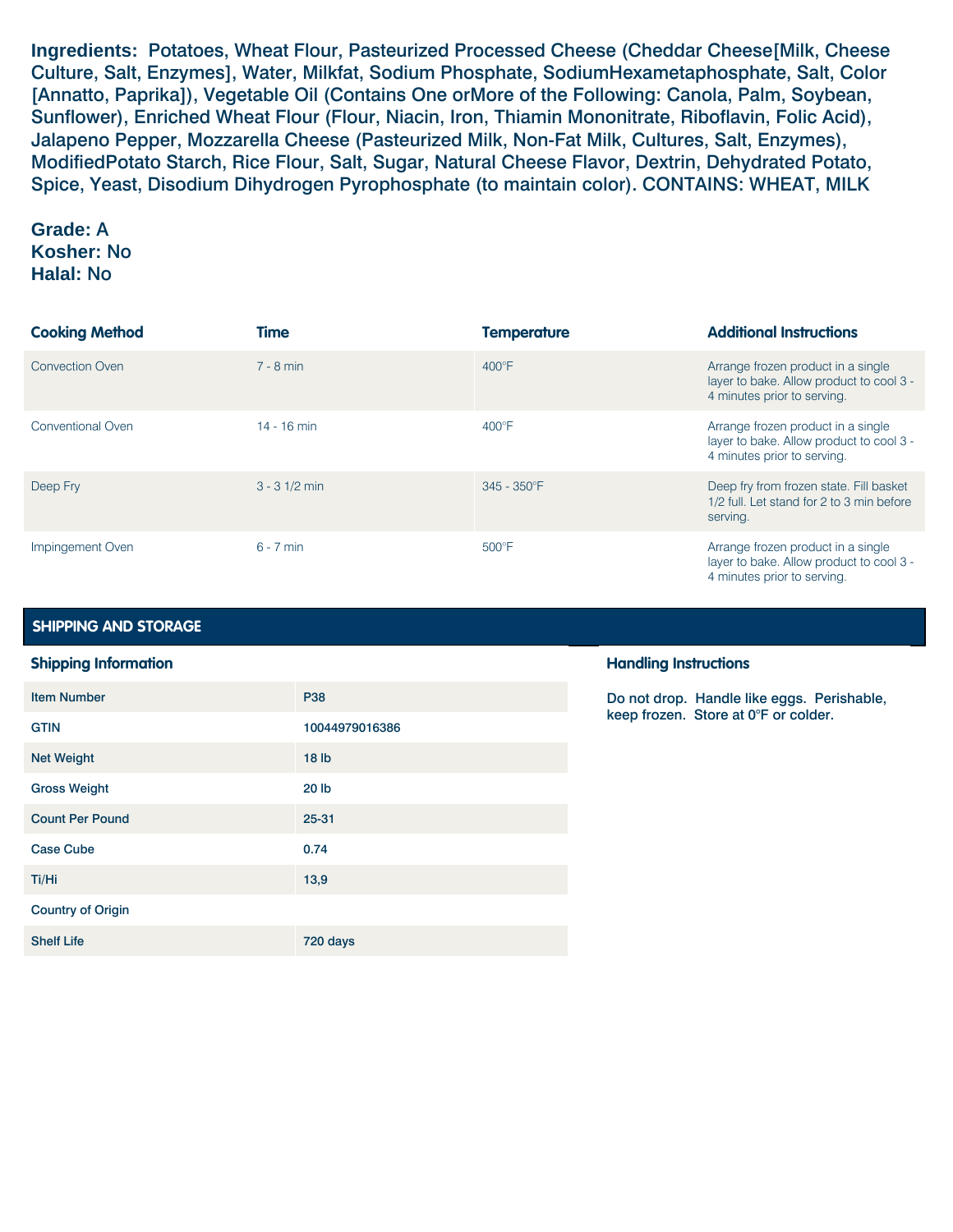**Ingredients:** Potatoes, Wheat Flour, Pasteurized Processed Cheese (Cheddar Cheese[Milk, Cheese Culture, Salt, Enzymes], Water, Milkfat, Sodium Phosphate, SodiumHexametaphosphate, Salt, Color [Annatto, Paprika]), Vegetable Oil (Contains One orMore of the Following: Canola, Palm, Soybean, Sunflower), Enriched Wheat Flour (Flour, Niacin, Iron, Thiamin Mononitrate, Riboflavin, Folic Acid), Jalapeno Pepper, Mozzarella Cheese (Pasteurized Milk, Non-Fat Milk, Cultures, Salt, Enzymes), ModifiedPotato Starch, Rice Flour, Salt, Sugar, Natural Cheese Flavor, Dextrin, Dehydrated Potato, Spice, Yeast, Disodium Dihydrogen Pyrophosphate (to maintain color). CONTAINS: WHEAT, MILK

**Grade:** A
**Kosher:** No
**Halal:** No

| Cooking Method | Time | Temperature | Additional Instructions |
|---|---|---|---|
| Convection Oven | 7 - 8 min | 400°F | Arrange frozen product in a single layer to bake. Allow product to cool 3 - 4 minutes prior to serving. |
| Conventional Oven | 14 - 16 min | 400°F | Arrange frozen product in a single layer to bake. Allow product to cool 3 - 4 minutes prior to serving. |
| Deep Fry | 3 - 3 1/2 min | 345 - 350°F | Deep fry from frozen state. Fill basket 1/2 full. Let stand for 2 to 3 min before serving. |
| Impingement Oven | 6 - 7 min | 500°F | Arrange frozen product in a single layer to bake. Allow product to cool 3 - 4 minutes prior to serving. |

## SHIPPING AND STORAGE

### Shipping Information

| | |
|---|---|
| Item Number | P38 |
| GTIN | 10044979016386 |
| Net Weight | 18 lb |
| Gross Weight | 20 lb |
| Count Per Pound | 25-31 |
| Case Cube | 0.74 |
| Ti/Hi | 13,9 |
| Country of Origin | |
| Shelf Life | 720 days |

### Handling Instructions

Do not drop. Handle like eggs. Perishable, keep frozen. Store at 0°F or colder.